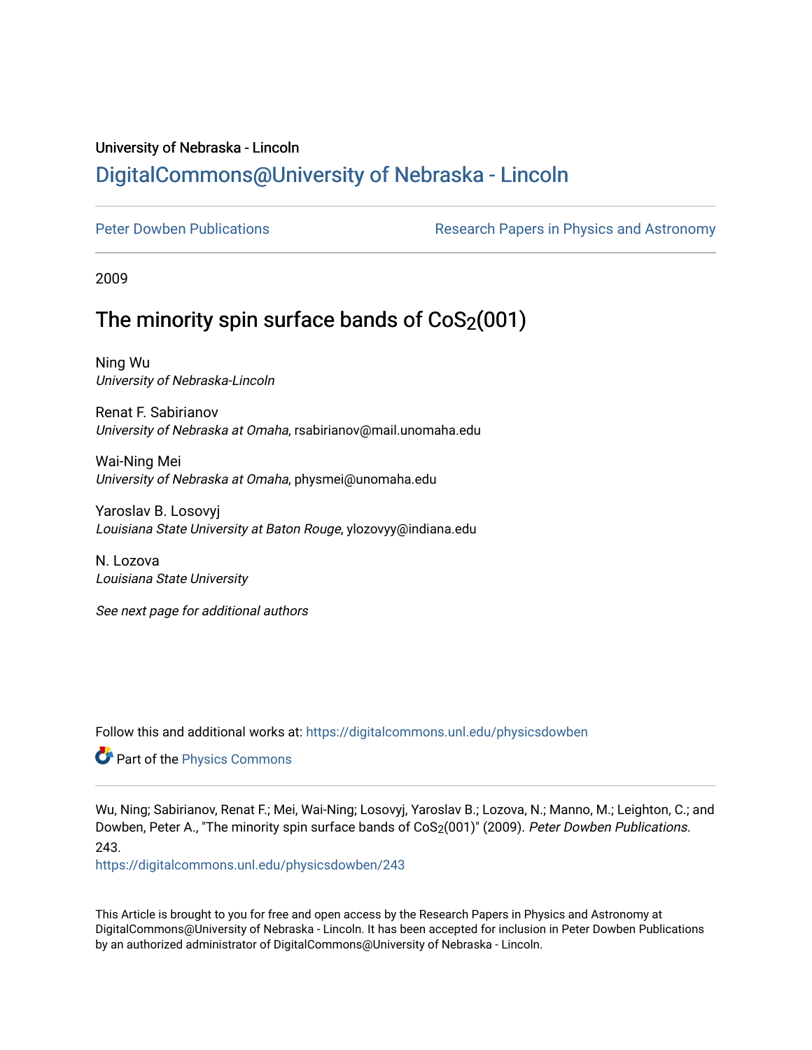University of Nebraska - Lincoln

## DigitalCommons@University of Nebraska - Lincoln

Peter Dowben Publications

Research Papers in Physics and Astronomy

2009

# The minority spin surface bands of $CoS_2$(001)

Ning Wu
*University of Nebraska-Lincoln*

Renat F. Sabirianov
*University of Nebraska at Omaha*, rsabirianov@mail.unomaha.edu

Wai-Ning Mei
*University of Nebraska at Omaha*, physmei@unomaha.edu

Yaroslav B. Losovyj
*Louisiana State University at Baton Rouge*, ylozovyy@indiana.edu

N. Lozova
*Louisiana State University*

*See next page for additional authors*

Follow this and additional works at: https://digitalcommons.unl.edu/physicsdowben

Part of the Physics Commons

Wu, Ning; Sabirianov, Renat F.; Mei, Wai-Ning; Losovyj, Yaroslav B.; Lozova, N.; Manno, M.; Leighton, C.; and Dowben, Peter A., "The minority spin surface bands of $CoS_2$(001)" (2009). *Peter Dowben Publications*. 243.
https://digitalcommons.unl.edu/physicsdowben/243

This Article is brought to you for free and open access by the Research Papers in Physics and Astronomy at DigitalCommons@University of Nebraska - Lincoln. It has been accepted for inclusion in Peter Dowben Publications by an authorized administrator of DigitalCommons@University of Nebraska - Lincoln.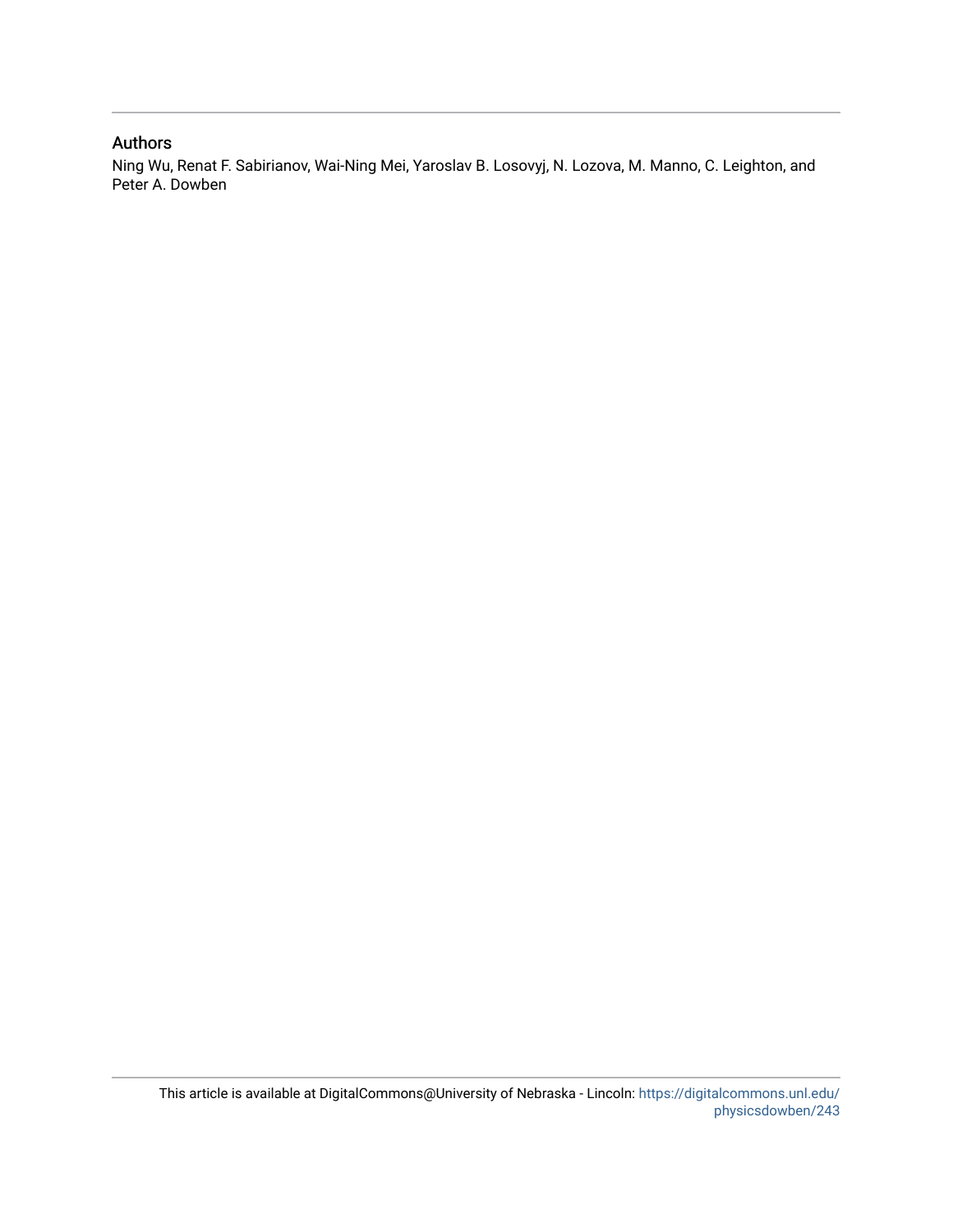## Authors

Ning Wu, Renat F. Sabirianov, Wai-Ning Mei, Yaroslav B. Losovyj, N. Lozova, M. Manno, C. Leighton, and Peter A. Dowben

This article is available at DigitalCommons@University of Nebraska - Lincoln: https://digitalcommons.unl.edu/physicsdowben/243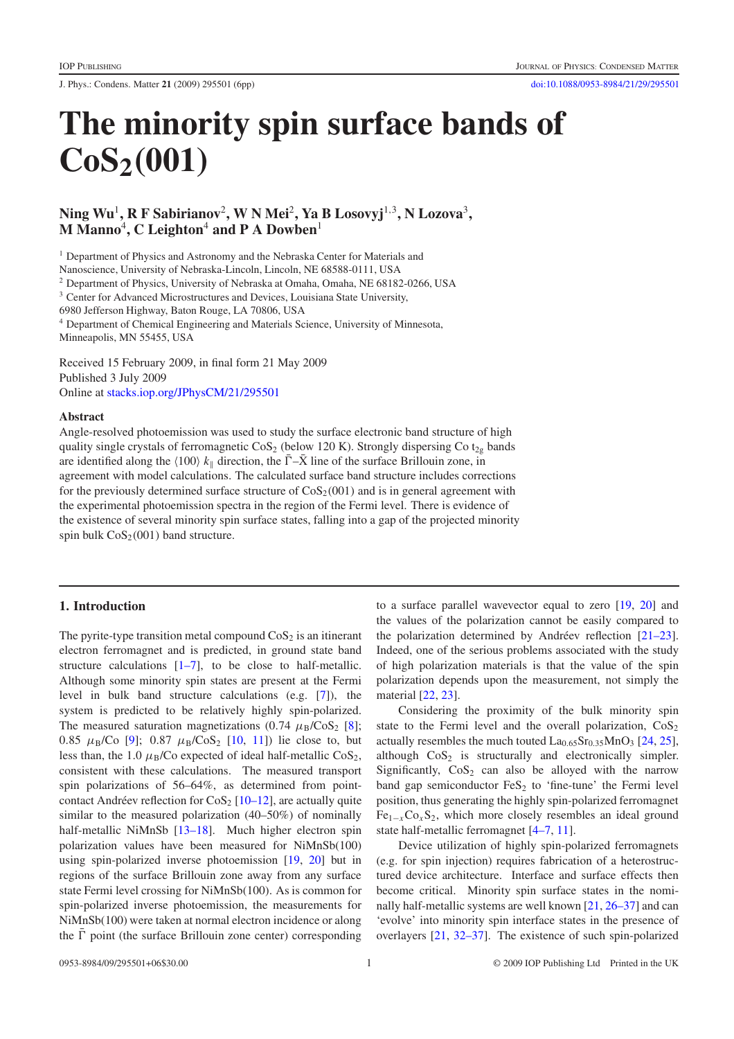# The minority spin surface bands of $CoS_2$(001)

**Ning Wu[1], R F Sabirianov[2], W N Mei[2], Ya B Losovyj[1,3], N Lozova[3], M Manno[4], C Leighton[4] and P A Dowben[1]**

[1] Department of Physics and Astronomy and the Nebraska Center for Materials and Nanoscience, University of Nebraska-Lincoln, Lincoln, NE 68588-0111, USA
[2] Department of Physics, University of Nebraska at Omaha, Omaha, NE 68182-0266, USA
[3] Center for Advanced Microstructures and Devices, Louisiana State University, 6980 Jefferson Highway, Baton Rouge, LA 70806, USA
[4] Department of Chemical Engineering and Materials Science, University of Minnesota, Minneapolis, MN 55455, USA

Received 15 February 2009, in final form 21 May 2009
Published 3 July 2009
Online at stacks.iop.org/JPhysCM/21/295501

## Abstract

Angle-resolved photoemission was used to study the surface electronic band structure of high quality single crystals of ferromagnetic $CoS_2$ (below 120 K). Strongly dispersing Co $t_{2g}$ bands are identified along the ⟨100⟩ $k_\parallel$ direction, the $\bar{\Gamma}$–$\bar{X}$ line of the surface Brillouin zone, in agreement with model calculations. The calculated surface band structure includes corrections for the previously determined surface structure of $CoS_2$(001) and is in general agreement with the experimental photoemission spectra in the region of the Fermi level. There is evidence of the existence of several minority spin surface states, falling into a gap of the projected minority spin bulk $CoS_2$(001) band structure.

## 1. Introduction

The pyrite-type transition metal compound $CoS_2$ is an itinerant electron ferromagnet and is predicted, in ground state band structure calculations [1–7], to be close to half-metallic. Although some minority spin states are present at the Fermi level in bulk band structure calculations (e.g. [7]), the system is predicted to be relatively highly spin-polarized. The measured saturation magnetizations (0.74 $\mu_B$/$CoS_2$ [8]; 0.85 $\mu_B$/Co [9]; 0.87 $\mu_B$/$CoS_2$ [10, 11]) lie close to, but less than, the 1.0 $\mu_B$/Co expected of ideal half-metallic $CoS_2$, consistent with these calculations. The measured transport spin polarizations of 56–64%, as determined from point-contact Andréev reflection for $CoS_2$ [10–12], are actually quite similar to the measured polarization (40–50%) of nominally half-metallic NiMnSb [13–18]. Much higher electron spin polarization values have been measured for NiMnSb(100) using spin-polarized inverse photoemission [19, 20] but in regions of the surface Brillouin zone away from any surface state Fermi level crossing for NiMnSb(100). As is common for spin-polarized inverse photoemission, the measurements for NiMnSb(100) were taken at normal electron incidence or along the $\bar{\Gamma}$ point (the surface Brillouin zone center) corresponding to a surface parallel wavevector equal to zero [19, 20] and the values of the polarization cannot be easily compared to the polarization determined by Andréev reflection [21–23]. Indeed, one of the serious problems associated with the study of high polarization materials is that the value of the spin polarization depends upon the measurement, not simply the material [22, 23].

Considering the proximity of the bulk minority spin state to the Fermi level and the overall polarization, $CoS_2$ actually resembles the much touted $La_{0.65}Sr_{0.35}MnO_3$ [24, 25], although $CoS_2$ is structurally and electronically simpler. Significantly, $CoS_2$ can also be alloyed with the narrow band gap semiconductor $FeS_2$ to 'fine-tune' the Fermi level position, thus generating the highly spin-polarized ferromagnet $Fe_{1-x}Co_xS_2$, which more closely resembles an ideal ground state half-metallic ferromagnet [4–7, 11].

Device utilization of highly spin-polarized ferromagnets (e.g. for spin injection) requires fabrication of a heterostructured device architecture. Interface and surface effects then become critical. Minority spin surface states in the nominally half-metallic systems are well known [21, 26–37] and can 'evolve' into minority spin interface states in the presence of overlayers [21, 32–37]. The existence of such spin-polarized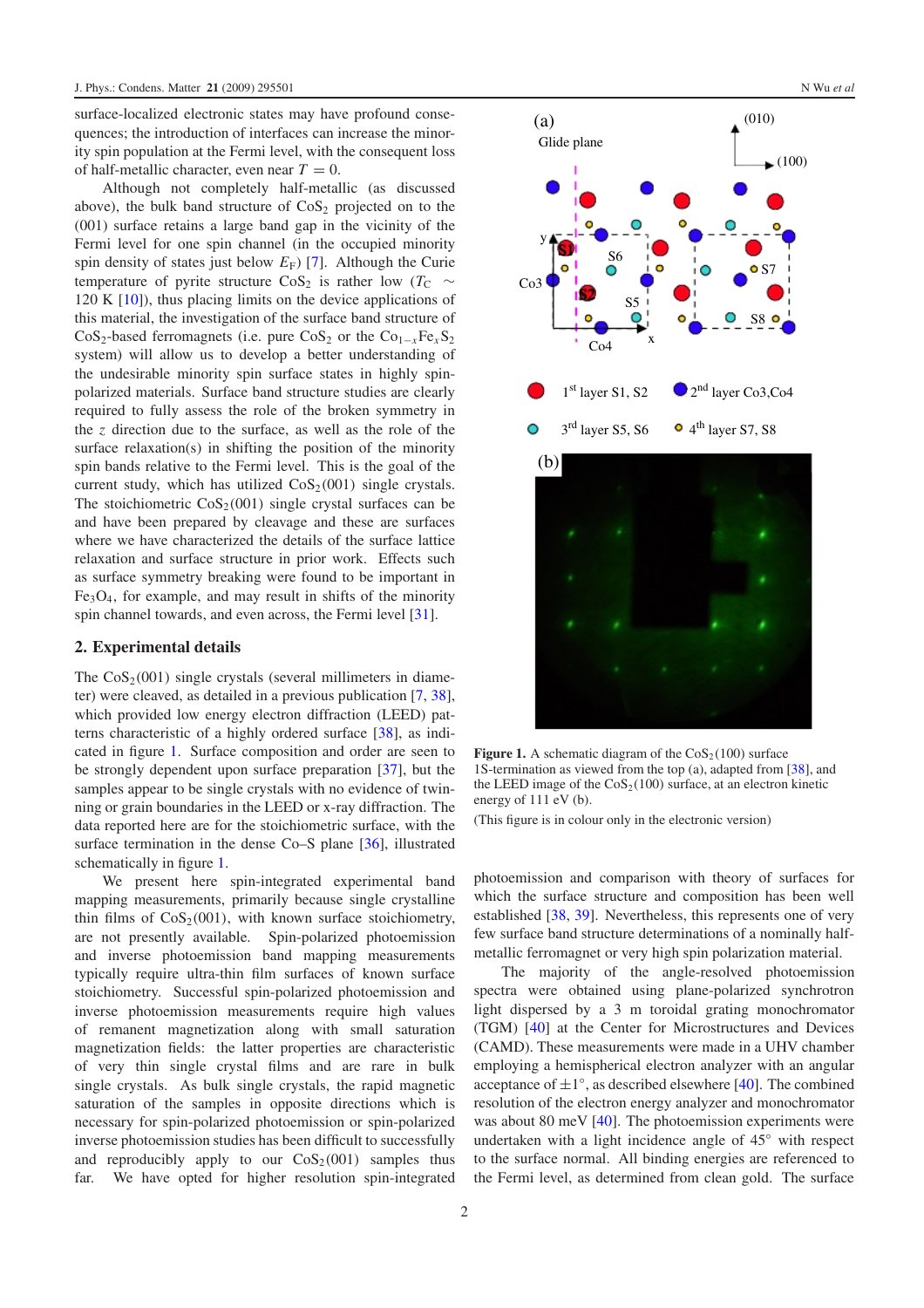surface-localized electronic states may have profound consequences; the introduction of interfaces can increase the minority spin population at the Fermi level, with the consequent loss of half-metallic character, even near $T = 0$.

Although not completely half-metallic (as discussed above), the bulk band structure of $CoS_2$ projected on to the (001) surface retains a large band gap in the vicinity of the Fermi level for one spin channel (in the occupied minority spin density of states just below $E_F$) [7]. Although the Curie temperature of pyrite structure $CoS_2$ is rather low ($T_C \sim 120$ K [10]), thus placing limits on the device applications of this material, the investigation of the surface band structure of $CoS_2$-based ferromagnets (i.e. pure $CoS_2$ or the $Co_{1-x}Fe_xS_2$ system) will allow us to develop a better understanding of the undesirable minority spin surface states in highly spin-polarized materials. Surface band structure studies are clearly required to fully assess the role of the broken symmetry in the $z$ direction due to the surface, as well as the role of the surface relaxation(s) in shifting the position of the minority spin bands relative to the Fermi level. This is the goal of the current study, which has utilized $CoS_2(001)$ single crystals. The stoichiometric $CoS_2(001)$ single crystal surfaces can be and have been prepared by cleavage and these are surfaces where we have characterized the details of the surface lattice relaxation and surface structure in prior work. Effects such as surface symmetry breaking were found to be important in $Fe_3O_4$, for example, and may result in shifts of the minority spin channel towards, and even across, the Fermi level [31].

## 2. Experimental details

The $CoS_2(001)$ single crystals (several millimeters in diameter) were cleaved, as detailed in a previous publication [7, 38], which provided low energy electron diffraction (LEED) patterns characteristic of a highly ordered surface [38], as indicated in figure 1. Surface composition and order are seen to be strongly dependent upon surface preparation [37], but the samples appear to be single crystals with no evidence of twinning or grain boundaries in the LEED or x-ray diffraction. The data reported here are for the stoichiometric surface, with the surface termination in the dense Co–S plane [36], illustrated schematically in figure 1.

We present here spin-integrated experimental band mapping measurements, primarily because single crystalline thin films of $CoS_2(001)$, with known surface stoichiometry, are not presently available. Spin-polarized photoemission and inverse photoemission band mapping measurements typically require ultra-thin film surfaces of known surface stoichiometry. Successful spin-polarized photoemission and inverse photoemission measurements require high values of remanent magnetization along with small saturation magnetization fields: the latter properties are characteristic of very thin single crystal films and are rare in bulk single crystals. As bulk single crystals, the rapid magnetic saturation of the samples in opposite directions which is necessary for spin-polarized photoemission or spin-polarized inverse photoemission studies has been difficult to successfully and reproducibly apply to our $CoS_2(001)$ samples thus far. We have opted for higher resolution spin-integrated photoemission and comparison with theory of surfaces for which the surface structure and composition has been well established [38, 39]. Nevertheless, this represents one of very few surface band structure determinations of a nominally half-metallic ferromagnet or very high spin polarization material.

**Figure 1.** A schematic diagram of the $CoS_2(100)$ surface 1S-termination as viewed from the top (a), adapted from [38], and the LEED image of the $CoS_2(100)$ surface, at an electron kinetic energy of 111 eV (b).

(This figure is in colour only in the electronic version)

The majority of the angle-resolved photoemission spectra were obtained using plane-polarized synchrotron light dispersed by a 3 m toroidal grating monochromator (TGM) [40] at the Center for Microstructures and Devices (CAMD). These measurements were made in a UHV chamber employing a hemispherical electron analyzer with an angular acceptance of $\pm1°$, as described elsewhere [40]. The combined resolution of the electron energy analyzer and monochromator was about 80 meV [40]. The photoemission experiments were undertaken with a light incidence angle of 45° with respect to the surface normal. All binding energies are referenced to the Fermi level, as determined from clean gold. The surface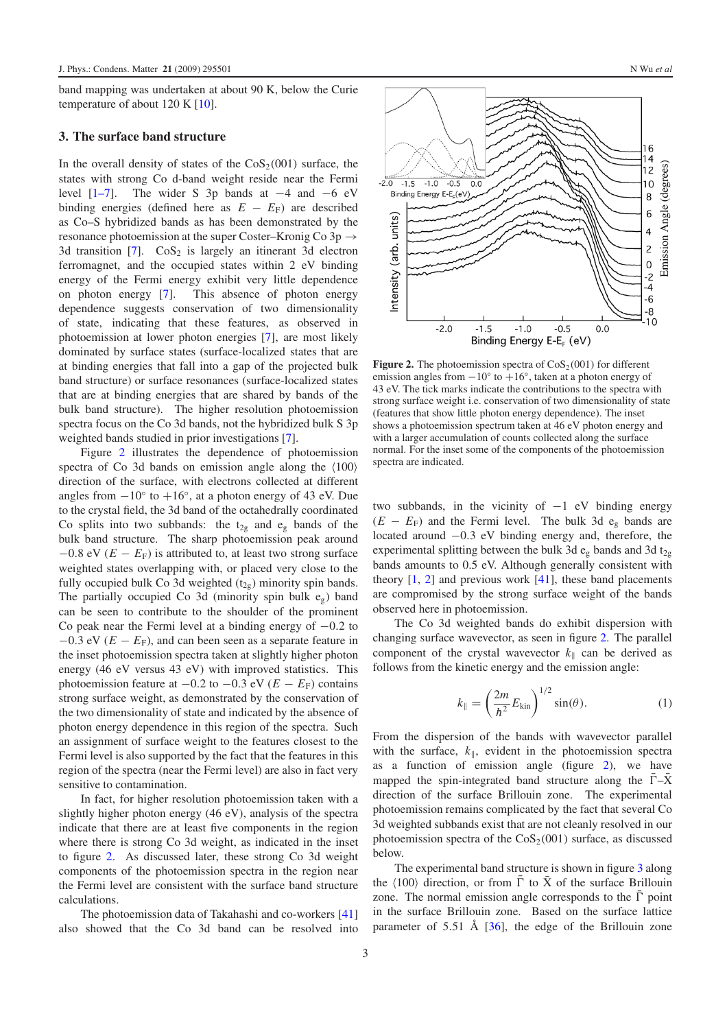band mapping was undertaken at about 90 K, below the Curie temperature of about 120 K [10].

## 3. The surface band structure

In the overall density of states of the $CoS_2(001)$ surface, the states with strong Co d-band weight reside near the Fermi level [1–7]. The wider S 3p bands at −4 and −6 eV binding energies (defined here as $E - E_F$) are described as Co–S hybridized bands as has been demonstrated by the resonance photoemission at the super Coster–Kronig Co 3p → 3d transition [7]. $CoS_2$ is largely an itinerant 3d electron ferromagnet, and the occupied states within 2 eV binding energy of the Fermi energy exhibit very little dependence on photon energy [7]. This absence of photon energy dependence suggests conservation of two dimensionality of state, indicating that these features, as observed in photoemission at lower photon energies [7], are most likely dominated by surface states (surface-localized states that are at binding energies that fall into a gap of the projected bulk band structure) or surface resonances (surface-localized states that are at binding energies that are shared by bands of the bulk band structure). The higher resolution photoemission spectra focus on the Co 3d bands, not the hybridized bulk S 3p weighted bands studied in prior investigations [7].

Figure 2 illustrates the dependence of photoemission spectra of Co 3d bands on emission angle along the ⟨100⟩ direction of the surface, with electrons collected at different angles from −10° to +16°, at a photon energy of 43 eV. Due to the crystal field, the 3d band of the octahedrally coordinated Co splits into two subbands: the $t_{2g}$ and $e_g$ bands of the bulk band structure. The sharp photoemission peak around −0.8 eV ($E - E_F$) is attributed to, at least two strong surface weighted states overlapping with, or placed very close to the fully occupied bulk Co 3d weighted ($t_{2g}$) minority spin bands. The partially occupied Co 3d (minority spin bulk $e_g$) band can be seen to contribute to the shoulder of the prominent Co peak near the Fermi level at a binding energy of −0.2 to −0.3 eV ($E - E_F$), and can been seen as a separate feature in the inset photoemission spectra taken at slightly higher photon energy (46 eV versus 43 eV) with improved statistics. This photoemission feature at −0.2 to −0.3 eV ($E - E_F$) contains strong surface weight, as demonstrated by the conservation of the two dimensionality of state and indicated by the absence of photon energy dependence in this region of the spectra. Such an assignment of surface weight to the features closest to the Fermi level is also supported by the fact that the features in this region of the spectra (near the Fermi level) are also in fact very sensitive to contamination.

In fact, for higher resolution photoemission taken with a slightly higher photon energy (46 eV), analysis of the spectra indicate that there are at least five components in the region where there is strong Co 3d weight, as indicated in the inset to figure 2. As discussed later, these strong Co 3d weight components of the photoemission spectra in the region near the Fermi level are consistent with the surface band structure calculations.

The photoemission data of Takahashi and co-workers [41] also showed that the Co 3d band can be resolved into two subbands, in the vicinity of −1 eV binding energy ($E - E_F$) and the Fermi level. The bulk 3d $e_g$ bands are located around −0.3 eV binding energy and, therefore, the experimental splitting between the bulk 3d $e_g$ bands and 3d $t_{2g}$ bands amounts to 0.5 eV. Although generally consistent with theory [1, 2] and previous work [41], these band placements are compromised by the strong surface weight of the bands observed here in photoemission.

**Figure 2.** The photoemission spectra of $CoS_2(001)$ for different emission angles from −10° to +16°, taken at a photon energy of 43 eV. The tick marks indicate the contributions to the spectra with strong surface weight i.e. conservation of two dimensionality of state (features that show little photon energy dependence). The inset shows a photoemission spectrum taken at 46 eV photon energy and with a larger accumulation of counts collected along the surface normal. For the inset some of the components of the photoemission spectra are indicated.

The Co 3d weighted bands do exhibit dispersion with changing surface wavevector, as seen in figure 2. The parallel component of the crystal wavevector $k_\parallel$ can be derived as follows from the kinetic energy and the emission angle:

$$k_\parallel = \left(\frac{2m}{\hbar^2} E_{\text{kin}}\right)^{1/2} \sin(\theta). \qquad (1)$$

From the dispersion of the bands with wavevector parallel with the surface, $k_\parallel$, evident in the photoemission spectra as a function of emission angle (figure 2), we have mapped the spin-integrated band structure along the $\bar{\Gamma}$–$\bar{X}$ direction of the surface Brillouin zone. The experimental photoemission remains complicated by the fact that several Co 3d weighted subbands exist that are not cleanly resolved in our photoemission spectra of the $CoS_2(001)$ surface, as discussed below.

The experimental band structure is shown in figure 3 along the ⟨100⟩ direction, or from $\bar{\Gamma}$ to $\bar{X}$ of the surface Brillouin zone. The normal emission angle corresponds to the $\bar{\Gamma}$ point in the surface Brillouin zone. Based on the surface lattice parameter of 5.51 Å [36], the edge of the Brillouin zone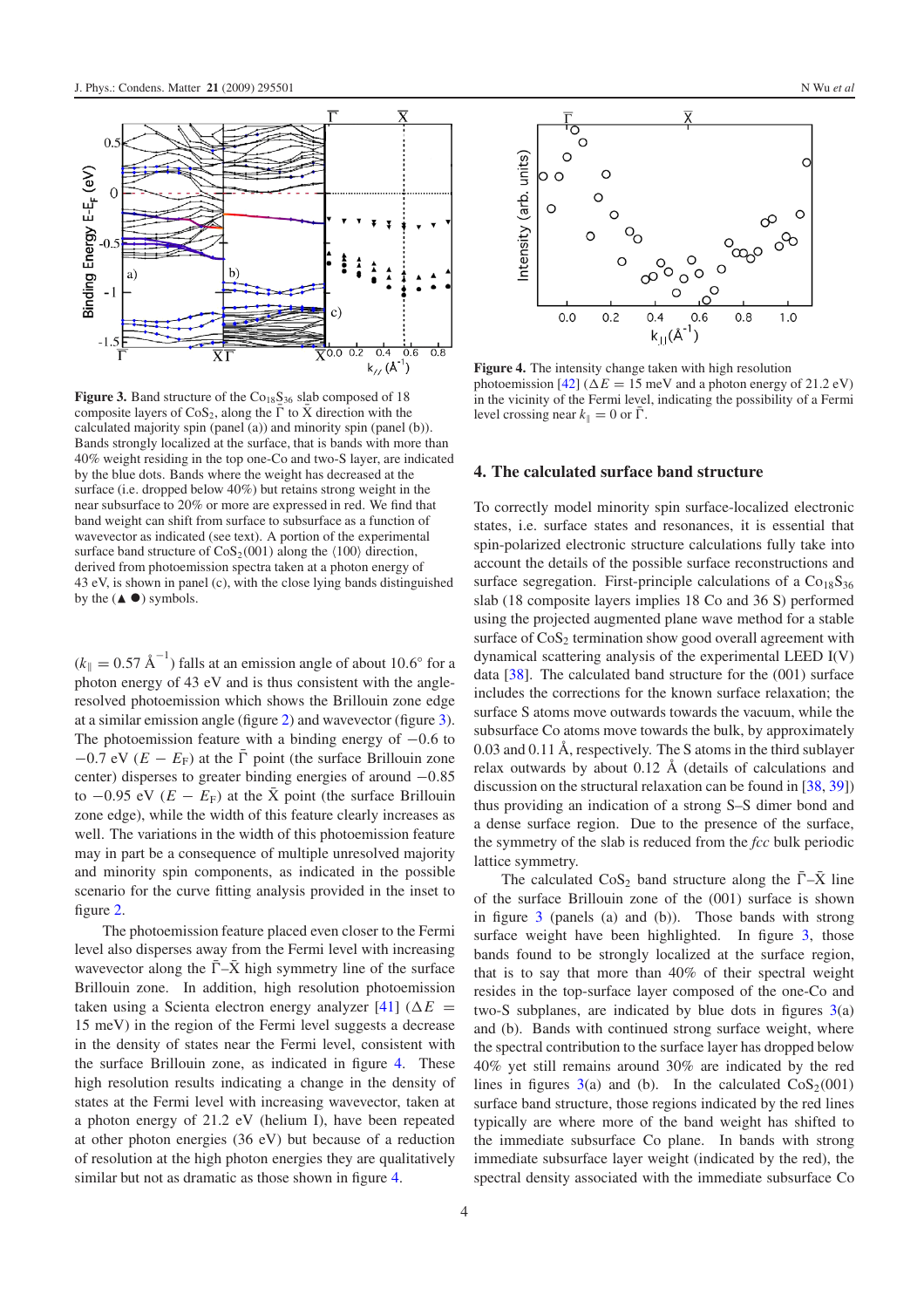**Figure 3.** Band structure of the $Co_{18}S_{36}$ slab composed of 18 composite layers of $CoS_2$, along the $\bar{\Gamma}$ to $\bar{X}$ direction with the calculated majority spin (panel (a)) and minority spin (panel (b)). Bands strongly localized at the surface, that is bands with more than 40% weight residing in the top one-Co and two-S layer, are indicated by the blue dots. Bands where the weight has decreased at the surface (i.e. dropped below 40%) but retains strong weight in the near subsurface to 20% or more are expressed in red. We find that band weight can shift from surface to subsurface as a function of wavevector as indicated (see text). A portion of the experimental surface band structure of $CoS_2$(001) along the ⟨100⟩ direction, derived from photoemission spectra taken at a photon energy of 43 eV, is shown in panel (c), with the close lying bands distinguished by the (▲ ●) symbols.

**Figure 4.** The intensity change taken with high resolution photoemission [42] ($\Delta E$ = 15 meV and a photon energy of 21.2 eV) in the vicinity of the Fermi level, indicating the possibility of a Fermi level crossing near $k_\parallel = 0$ or $\bar{\Gamma}$.

($k_\parallel = 0.57$ Å$^{-1}$) falls at an emission angle of about 10.6° for a photon energy of 43 eV and is thus consistent with the angle-resolved photoemission which shows the Brillouin zone edge at a similar emission angle (figure 2) and wavevector (figure 3). The photoemission feature with a binding energy of −0.6 to −0.7 eV ($E - E_F$) at the $\bar{\Gamma}$ point (the surface Brillouin zone center) disperses to greater binding energies of around −0.85 to −0.95 eV ($E - E_F$) at the $\bar{X}$ point (the surface Brillouin zone edge), while the width of this feature clearly increases as well. The variations in the width of this photoemission feature may in part be a consequence of multiple unresolved majority and minority spin components, as indicated in the possible scenario for the curve fitting analysis provided in the inset to figure 2.

The photoemission feature placed even closer to the Fermi level also disperses away from the Fermi level with increasing wavevector along the $\bar{\Gamma}$–$\bar{X}$ high symmetry line of the surface Brillouin zone. In addition, high resolution photoemission taken using a Scienta electron energy analyzer [41] ($\Delta E$ = 15 meV) in the region of the Fermi level suggests a decrease in the density of states near the Fermi level, consistent with the surface Brillouin zone, as indicated in figure 4. These high resolution results indicating a change in the density of states at the Fermi level with increasing wavevector, taken at a photon energy of 21.2 eV (helium I), have been repeated at other photon energies (36 eV) but because of a reduction of resolution at the high photon energies they are qualitatively similar but not as dramatic as those shown in figure 4.

## 4. The calculated surface band structure

To correctly model minority spin surface-localized electronic states, i.e. surface states and resonances, it is essential that spin-polarized electronic structure calculations fully take into account the details of the possible surface reconstructions and surface segregation. First-principle calculations of a $Co_{18}S_{36}$ slab (18 composite layers implies 18 Co and 36 S) performed using the projected augmented plane wave method for a stable surface of $CoS_2$ termination show good overall agreement with dynamical scattering analysis of the experimental LEED I(V) data [38]. The calculated band structure for the (001) surface includes the corrections for the known surface relaxation; the surface S atoms move outwards towards the vacuum, while the subsurface Co atoms move towards the bulk, by approximately 0.03 and 0.11 Å, respectively. The S atoms in the third sublayer relax outwards by about 0.12 Å (details of calculations and discussion on the structural relaxation can be found in [38, 39]) thus providing an indication of a strong S–S dimer bond and a dense surface region. Due to the presence of the surface, the symmetry of the slab is reduced from the *fcc* bulk periodic lattice symmetry.

The calculated $CoS_2$ band structure along the $\bar{\Gamma}$–$\bar{X}$ line of the surface Brillouin zone of the (001) surface is shown in figure 3 (panels (a) and (b)). Those bands with strong surface weight have been highlighted. In figure 3, those bands found to be strongly localized at the surface region, that is to say that more than 40% of their spectral weight resides in the top-surface layer composed of the one-Co and two-S subplanes, are indicated by blue dots in figures 3(a) and (b). Bands with continued strong surface weight, where the spectral contribution to the surface layer has dropped below 40% yet still remains around 30% are indicated by the red lines in figures 3(a) and (b). In the calculated $CoS_2$(001) surface band structure, those regions indicated by the red lines typically are where more of the band weight has shifted to the immediate subsurface Co plane. In bands with strong immediate subsurface layer weight (indicated by the red), the spectral density associated with the immediate subsurface Co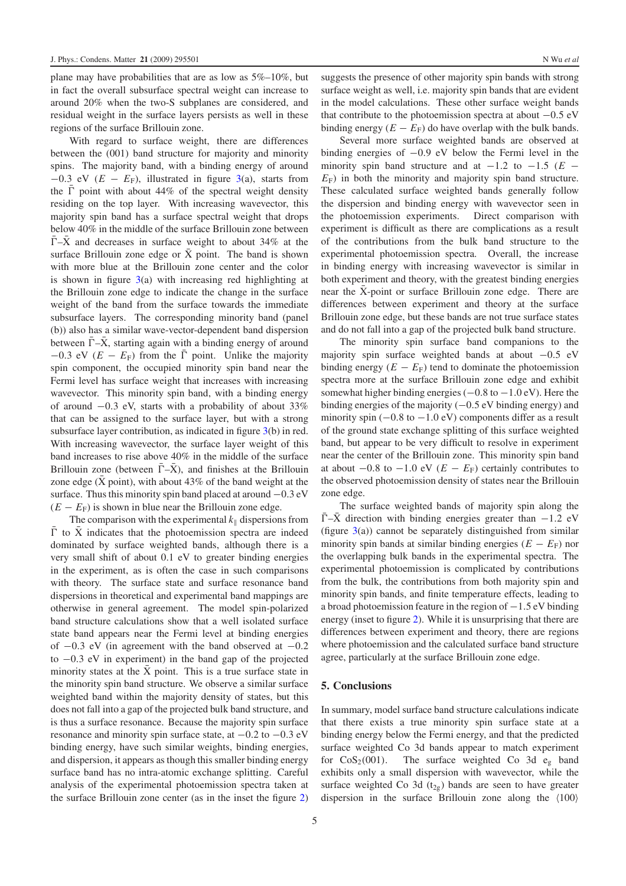plane may have probabilities that are as low as 5%–10%, but in fact the overall subsurface spectral weight can increase to around 20% when the two-S subplanes are considered, and residual weight in the surface layers persists as well in these regions of the surface Brillouin zone.

With regard to surface weight, there are differences between the (001) band structure for majority and minority spins. The majority band, with a binding energy of around −0.3 eV ($E - E_F$), illustrated in figure 3(a), starts from the $\bar{\Gamma}$ point with about 44% of the spectral weight density residing on the top layer. With increasing wavevector, this majority spin band has a surface spectral weight that drops below 40% in the middle of the surface Brillouin zone between $\bar{\Gamma}$–$\bar{X}$ and decreases in surface weight to about 34% at the surface Brillouin zone edge or $\bar{X}$ point. The band is shown with more blue at the Brillouin zone center and the color is shown in figure 3(a) with increasing red highlighting at the Brillouin zone edge to indicate the change in the surface weight of the band from the surface towards the immediate subsurface layers. The corresponding minority band (panel (b)) also has a similar wave-vector-dependent band dispersion between $\bar{\Gamma}$–$\bar{X}$, starting again with a binding energy of around −0.3 eV ($E - E_F$) from the $\bar{\Gamma}$ point. Unlike the majority spin component, the occupied minority spin band near the Fermi level has surface weight that increases with increasing wavevector. This minority spin band, with a binding energy of around −0.3 eV, starts with a probability of about 33% that can be assigned to the surface layer, but with a strong subsurface layer contribution, as indicated in figure 3(b) in red. With increasing wavevector, the surface layer weight of this band increases to rise above 40% in the middle of the surface Brillouin zone (between $\bar{\Gamma}$–$\bar{X}$), and finishes at the Brillouin zone edge ($\bar{X}$ point), with about 43% of the band weight at the surface. Thus this minority spin band placed at around −0.3 eV ($E - E_F$) is shown in blue near the Brillouin zone edge.

The comparison with the experimental $k_{\parallel}$ dispersions from $\bar{\Gamma}$ to $\bar{X}$ indicates that the photoemission spectra are indeed dominated by surface weighted bands, although there is a very small shift of about 0.1 eV to greater binding energies in the experiment, as is often the case in such comparisons with theory. The surface state and surface resonance band dispersions in theoretical and experimental band mappings are otherwise in general agreement. The model spin-polarized band structure calculations show that a well isolated surface state band appears near the Fermi level at binding energies of −0.3 eV (in agreement with the band observed at −0.2 to −0.3 eV in experiment) in the band gap of the projected minority states at the $\bar{X}$ point. This is a true surface state in the minority spin band structure. We observe a similar surface weighted band within the majority density of states, but this does not fall into a gap of the projected bulk band structure, and is thus a surface resonance. Because the majority spin surface resonance and minority spin surface state, at −0.2 to −0.3 eV binding energy, have such similar weights, binding energies, and dispersion, it appears as though this smaller binding energy surface band has no intra-atomic exchange splitting. Careful analysis of the experimental photoemission spectra taken at the surface Brillouin zone center (as in the inset the figure 2) suggests the presence of other majority spin bands with strong surface weight as well, i.e. majority spin bands that are evident in the model calculations. These other surface weight bands that contribute to the photoemission spectra at about −0.5 eV binding energy ($E - E_F$) do have overlap with the bulk bands.

Several more surface weighted bands are observed at binding energies of −0.9 eV below the Fermi level in the minority spin band structure and at −1.2 to −1.5 ($E - E_F$) in both the minority and majority spin band structure. These calculated surface weighted bands generally follow the dispersion and binding energy with wavevector seen in the photoemission experiments. Direct comparison with experiment is difficult as there are complications as a result of the contributions from the bulk band structure to the experimental photoemission spectra. Overall, the increase in binding energy with increasing wavevector is similar in both experiment and theory, with the greatest binding energies near the $\bar{X}$-point or surface Brillouin zone edge. There are differences between experiment and theory at the surface Brillouin zone edge, but these bands are not true surface states and do not fall into a gap of the projected bulk band structure.

The minority spin surface band companions to the majority spin surface weighted bands at about −0.5 eV binding energy ($E - E_F$) tend to dominate the photoemission spectra more at the surface Brillouin zone edge and exhibit somewhat higher binding energies (−0.8 to −1.0 eV). Here the binding energies of the majority (−0.5 eV binding energy) and minority spin (−0.8 to −1.0 eV) components differ as a result of the ground state exchange splitting of this surface weighted band, but appear to be very difficult to resolve in experiment near the center of the Brillouin zone. This minority spin band at about −0.8 to −1.0 eV ($E - E_F$) certainly contributes to the observed photoemission density of states near the Brillouin zone edge.

The surface weighted bands of majority spin along the $\bar{\Gamma}$–$\bar{X}$ direction with binding energies greater than −1.2 eV (figure 3(a)) cannot be separately distinguished from similar minority spin bands at similar binding energies ($E - E_F$) nor the overlapping bulk bands in the experimental spectra. The experimental photoemission is complicated by contributions from the bulk, the contributions from both majority spin and minority spin bands, and finite temperature effects, leading to a broad photoemission feature in the region of −1.5 eV binding energy (inset to figure 2). While it is unsurprising that there are differences between experiment and theory, there are regions where photoemission and the calculated surface band structure agree, particularly at the surface Brillouin zone edge.

## 5. Conclusions

In summary, model surface band structure calculations indicate that there exists a true minority spin surface state at a binding energy below the Fermi energy, and that the predicted surface weighted Co 3d bands appear to match experiment for $CoS_2(001)$. The surface weighted Co 3d $e_g$ band exhibits only a small dispersion with wavevector, while the surface weighted Co 3d ($t_{2g}$) bands are seen to have greater dispersion in the surface Brillouin zone along the ⟨100⟩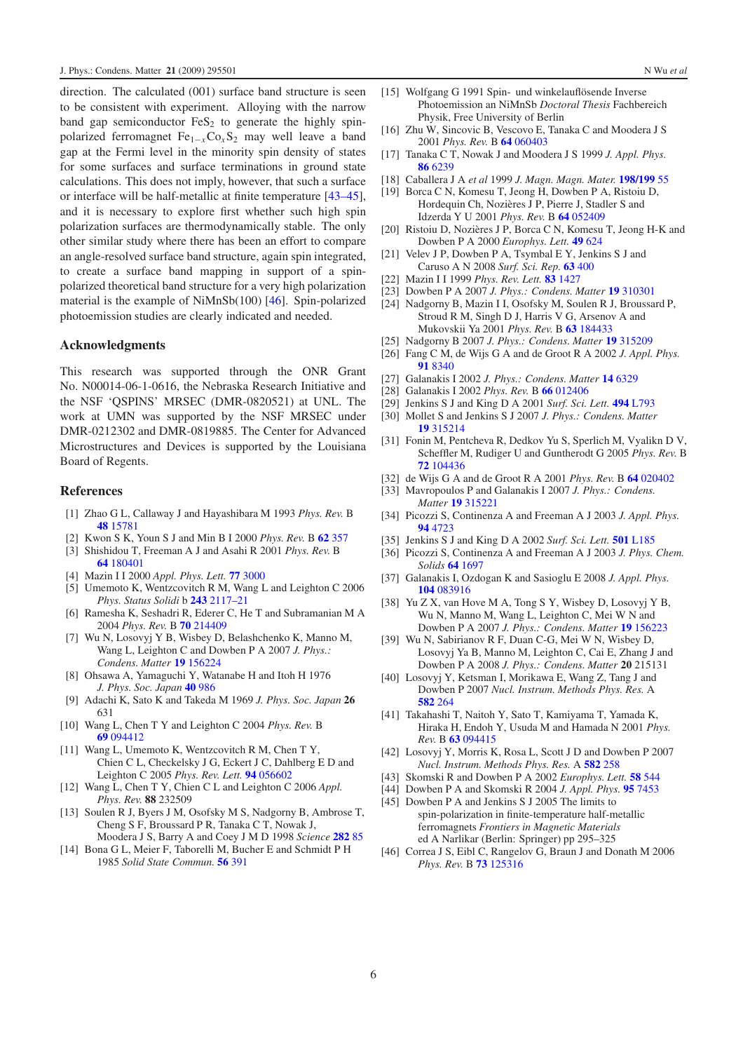direction. The calculated (001) surface band structure is seen to be consistent with experiment. Alloying with the narrow band gap semiconductor $FeS_2$ to generate the highly spin-polarized ferromagnet $Fe_{1-x}Co_xS_2$ may well leave a band gap at the Fermi level in the minority spin density of states for some surfaces and surface terminations in ground state calculations. This does not imply, however, that such a surface or interface will be half-metallic at finite temperature [43–45], and it is necessary to explore first whether such high spin polarization surfaces are thermodynamically stable. The only other similar study where there has been an effort to compare an angle-resolved surface band structure, again spin integrated, to create a surface band mapping in support of a spin-polarized theoretical band structure for a very high polarization material is the example of NiMnSb(100) [46]. Spin-polarized photoemission studies are clearly indicated and needed.

## Acknowledgments

This research was supported through the ONR Grant No. N00014-06-1-0616, the Nebraska Research Initiative and the NSF 'QSPINS' MRSEC (DMR-0820521) at UNL. The work at UMN was supported by the NSF MRSEC under DMR-0212302 and DMR-0819885. The Center for Advanced Microstructures and Devices is supported by the Louisiana Board of Regents.

## References

[1] Zhao G L, Callaway J and Hayashibara M 1993 *Phys. Rev.* B **48** 15781

[2] Kwon S K, Youn S J and Min B I 2000 *Phys. Rev.* B **62** 357

[3] Shishidou T, Freeman A J and Asahi R 2001 *Phys. Rev.* B **64** 180401

[4] Mazin I I 2000 *Appl. Phys. Lett.* **77** 3000

[5] Umemoto K, Wentzcovitch R M, Wang L and Leighton C 2006 *Phys. Status Solidi* b **243** 2117–21

[6] Ramesha K, Seshadri R, Ederer C, He T and Subramanian M A 2004 *Phys. Rev.* B **70** 214409

[7] Wu N, Losovyj Y B, Wisbey D, Belashchenko K, Manno M, Wang L, Leighton C and Dowben P A 2007 *J. Phys.: Condens. Matter* **19** 156224

[8] Ohsawa A, Yamaguchi Y, Watanabe H and Itoh H 1976 *J. Phys. Soc. Japan* **40** 986

[9] Adachi K, Sato K and Takeda M 1969 *J. Phys. Soc. Japan* **26** 631

[10] Wang L, Chen T Y and Leighton C 2004 *Phys. Rev.* B **69** 094412

[11] Wang L, Umemoto K, Wentzcovitch R M, Chen T Y, Chien C L, Checkelsky J G, Eckert J C, Dahlberg E D and Leighton C 2005 *Phys. Rev. Lett.* **94** 056602

[12] Wang L, Chen T Y, Chien C L and Leighton C 2006 *Appl. Phys. Rev.* **88** 232509

[13] Soulen R J, Byers J M, Osofsky M S, Nadgorny B, Ambrose T, Cheng S F, Broussard P R, Tanaka C T, Nowak J, Moodera J S, Barry A and Coey J M D 1998 *Science* **282** 85

[14] Bona G L, Meier F, Taborelli M, Bucher E and Schmidt P H 1985 *Solid State Commun.* **56** 391

[15] Wolfgang G 1991 Spin- und winkelauflösende Inverse Photoemission an NiMnSb *Doctoral Thesis* Fachbereich Physik, Free University of Berlin

[16] Zhu W, Sincovic B, Vescovo E, Tanaka C and Moodera J S 2001 *Phys. Rev.* B **64** 060403

[17] Tanaka C T, Nowak J and Moodera J S 1999 *J. Appl. Phys.* **86** 6239

[18] Caballera J A *et al* 1999 *J. Magn. Magn. Mater.* **198/199** 55

[19] Borca C N, Komesu T, Jeong H, Dowben P A, Ristoiu D, Hordequin Ch, Nozières J P, Pierre J, Stadler S and Idzerda Y U 2001 *Phys. Rev.* B **64** 052409

[20] Ristoiu D, Nozières J P, Borca C N, Komesu T, Jeong H-K and Dowben P A 2000 *Europhys. Lett.* **49** 624

[21] Velev J P, Dowben P A, Tsymbal E Y, Jenkins S J and Caruso A N 2008 *Surf. Sci. Rep.* **63** 400

[22] Mazin I I 1999 *Phys. Rev. Lett.* **83** 1427

[23] Dowben P A 2007 *J. Phys.: Condens. Matter* **19** 310301

[24] Nadgorny B, Mazin I I, Osofsky M, Soulen R J, Broussard P, Stroud R M, Singh D J, Harris V G, Arsenov A and Mukovskii Ya 2001 *Phys. Rev.* B **63** 184433

[25] Nadgorny B 2007 *J. Phys.: Condens. Matter* **19** 315209

[26] Fang C M, de Wijs G A and de Groot R A 2002 *J. Appl. Phys.* **91** 8340

[27] Galanakis I 2002 *J. Phys.: Condens. Matter* **14** 6329

[28] Galanakis I 2002 *Phys. Rev.* B **66** 012406

[29] Jenkins S J and King D A 2001 *Surf. Sci. Lett.* **494** L793

[30] Mollet S and Jenkins S J 2007 *J. Phys.: Condens. Matter* **19** 315214

[31] Fonin M, Pentcheva R, Dedkov Yu S, Sperlich M, Vyalikn D V, Scheffler M, Rudiger U and Guntherodt G 2005 *Phys. Rev.* B **72** 104436

[32] de Wijs G A and de Groot R A 2001 *Phys. Rev.* B **64** 020402

[33] Mavropoulos P and Galanakis I 2007 *J. Phys.: Condens. Matter* **19** 315221

[34] Picozzi S, Continenza A and Freeman A J 2003 *J. Appl. Phys.* **94** 4723

[35] Jenkins S J and King D A 2002 *Surf. Sci. Lett.* **501** L185

[36] Picozzi S, Continenza A and Freeman A J 2003 *J. Phys. Chem. Solids* **64** 1697

[37] Galanakis I, Ozdogan K and Sasioglu E 2008 *J. Appl. Phys.* **104** 083916

[38] Yu Z X, van Hove M A, Tong S Y, Wisbey D, Losovyj Y B, Wu N, Manno M, Wang L, Leighton C, Mei W N and Dowben P A 2007 *J. Phys.: Condens. Matter* **19** 156223

[39] Wu N, Sabirianov R F, Duan C-G, Mei W N, Wisbey D, Losovyj Ya B, Manno M, Leighton C, Cai E, Zhang J and Dowben P A 2008 *J. Phys.: Condens. Matter* **20** 215131

[40] Losovyj Y, Ketsman I, Morikawa E, Wang Z, Tang J and Dowben P 2007 *Nucl. Instrum. Methods Phys. Res.* A **582** 264

[41] Takahashi T, Naitoh Y, Sato T, Kamiyama T, Yamada K, Hiraka H, Endoh Y, Usuda M and Hamada N 2001 *Phys. Rev.* B **63** 094415

[42] Losovyj Y, Morris K, Rosa L, Scott J D and Dowben P 2007 *Nucl. Instrum. Methods Phys. Res.* A **582** 258

[43] Skomski R and Dowben P A 2002 *Europhys. Lett.* **58** 544

[44] Dowben P A and Skomski R 2004 *J. Appl. Phys.* **95** 7453

[45] Dowben P A and Jenkins S J 2005 The limits to spin-polarization in finite-temperature half-metallic ferromagnets *Frontiers in Magnetic Materials* ed A Narlikar (Berlin: Springer) pp 295–325

[46] Correa J S, Eibl C, Rangelov G, Braun J and Donath M 2006 *Phys. Rev.* B **73** 125316